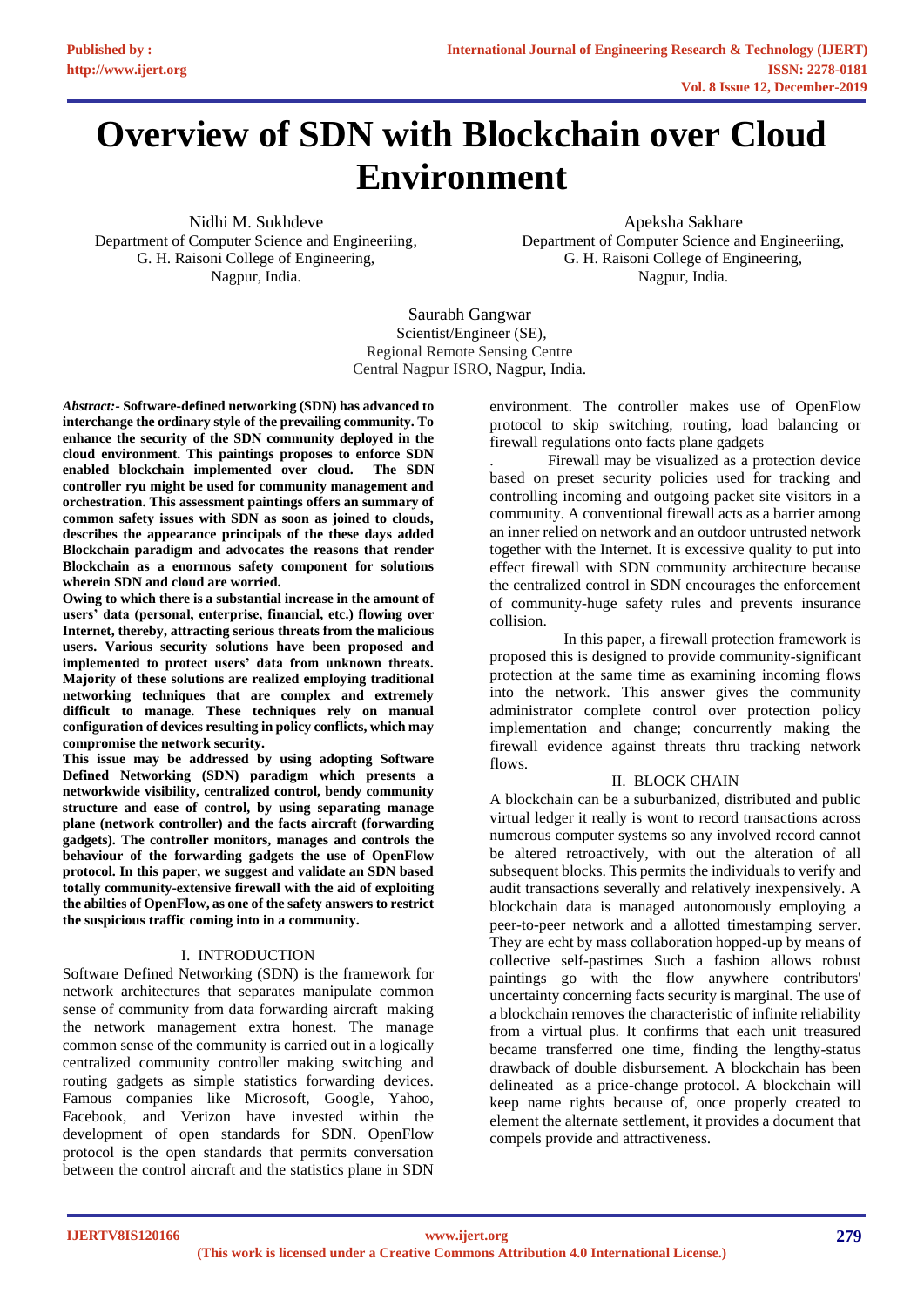# Overview of SDN with Blockchain over Cloud Environment

Nidhi M. Sukhdeve
Department of Computer Science and Engineeriing,
G. H. Raisoni College of Engineering,
Nagpur, India.

Apeksha Sakhare
Department of Computer Science and Engineeriing,
G. H. Raisoni College of Engineering,
Nagpur, India.

Saurabh Gangwar
Scientist/Engineer (SE),
Regional Remote Sensing Centre
Central Nagpur ISRO, Nagpur, India.

***Abstract:-*** **Software-defined networking (SDN) has advanced to interchange the ordinary style of the prevailing community. To enhance the security of the SDN community deployed in the cloud environment. This paintings proposes to enforce SDN enabled blockchain implemented over cloud. The SDN controller ryu might be used for community management and orchestration. This assessment paintings offers an summary of common safety issues with SDN as soon as joined to clouds, describes the appearance principals of the these days added Blockchain paradigm and advocates the reasons that render Blockchain as a enormous safety component for solutions wherein SDN and cloud are worried.**

**Owing to which there is a substantial increase in the amount of users' data (personal, enterprise, financial, etc.) flowing over Internet, thereby, attracting serious threats from the malicious users. Various security solutions have been proposed and implemented to protect users' data from unknown threats. Majority of these solutions are realized employing traditional networking techniques that are complex and extremely difficult to manage. These techniques rely on manual configuration of devices resulting in policy conflicts, which may compromise the network security.**

**This issue may be addressed by using adopting Software Defined Networking (SDN) paradigm which presents a networkwide visibility, centralized control, bendy community structure and ease of control, by using separating manage plane (network controller) and the facts aircraft (forwarding gadgets). The controller monitors, manages and controls the behaviour of the forwarding gadgets the use of OpenFlow protocol. In this paper, we suggest and validate an SDN based totally community-extensive firewall with the aid of exploiting the abilties of OpenFlow, as one of the safety answers to restrict the suspicious traffic coming into in a community.**

## I. INTRODUCTION

Software Defined Networking (SDN) is the framework for network architectures that separates manipulate common sense of community from data forwarding aircraft making the network management extra honest. The manage common sense of the community is carried out in a logically centralized community controller making switching and routing gadgets as simple statistics forwarding devices. Famous companies like Microsoft, Google, Yahoo, Facebook, and Verizon have invested within the development of open standards for SDN. OpenFlow protocol is the open standards that permits conversation between the control aircraft and the statistics plane in SDN environment. The controller makes use of OpenFlow protocol to skip switching, routing, load balancing or firewall regulations onto facts plane gadgets

. Firewall may be visualized as a protection device based on preset security policies used for tracking and controlling incoming and outgoing packet site visitors in a community. A conventional firewall acts as a barrier among an inner relied on network and an outdoor untrusted network together with the Internet. It is excessive quality to put into effect firewall with SDN community architecture because the centralized control in SDN encourages the enforcement of community-huge safety rules and prevents insurance collision.

In this paper, a firewall protection framework is proposed this is designed to provide community-significant protection at the same time as examining incoming flows into the network. This answer gives the community administrator complete control over protection policy implementation and change; concurrently making the firewall evidence against threats thru tracking network flows.

## II. BLOCK CHAIN

A blockchain can be a suburbanized, distributed and public virtual ledger it really is wont to record transactions across numerous computer systems so any involved record cannot be altered retroactively, with out the alteration of all subsequent blocks. This permits the individuals to verify and audit transactions severally and relatively inexpensively. A blockchain data is managed autonomously employing a peer-to-peer network and a allotted timestamping server. They are echt by mass collaboration hopped-up by means of collective self-pastimes Such a fashion allows robust paintings go with the flow anywhere contributors' uncertainty concerning facts security is marginal. The use of a blockchain removes the characteristic of infinite reliability from a virtual plus. It confirms that each unit treasured became transferred one time, finding the lengthy-status drawback of double disbursement. A blockchain has been delineated as a price-change protocol. A blockchain will keep name rights because of, once properly created to element the alternate settlement, it provides a document that compels provide and attractiveness.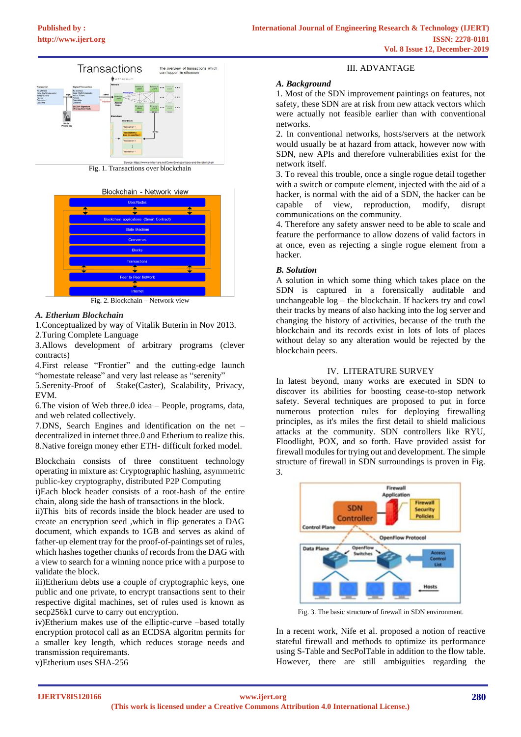Fig. 1. Transactions over blockchain

Fig. 2. Blockchain – Network view

### *A. Etherium Blockchain*

1.Conceptualized by way of Vitalik Buterin in Nov 2013.
2.Turing Complete Language
3.Allows development of arbitrary programs (clever contracts)
4.First release "Frontier" and the cutting-edge launch "homestate release" and very last release as "serenity"
5.Serenity-Proof of Stake(Caster), Scalability, Privacy, EVM.
6.The vision of Web three.0 idea – People, programs, data, and web related collectively.
7.DNS, Search Engines and identification on the net – decentralized in internet three.0 and Etherium to realize this.
8.Native foreign money ether ETH- difficult forked model.

Blockchain consists of three constituent technology operating in mixture as: Cryptographic hashing, asymmetric public-key cryptography, distributed P2P Computing
i)Each block header consists of a root-hash of the entire chain, along side the hash of transactions in the block.
ii)This bits of records inside the block header are used to create an encryption seed ,which in flip generates a DAG document, which expands to 1GB and serves as akind of father-up element tray for the proof-of-paintings set of rules, which hashes together chunks of records from the DAG with a view to search for a winning nonce price with a purpose to validate the block.
iii)Etherium debts use a couple of cryptographic keys, one public and one private, to encrypt transactions sent to their respective digital machines, set of rules used is known as secp256k1 curve to carry out encryption.
iv)Etherium makes use of the elliptic-curve –based totally encryption protocol call as an ECDSA algoritm permits for a smaller key length, which reduces storage needs and transmission requiremants.
v)Etherium uses SHA-256

## III. ADVANTAGE

### *A. Background*

1. Most of the SDN improvement paintings on features, not safety, these SDN are at risk from new attack vectors which were actually not feasible earlier than with conventional networks.
2. In conventional networks, hosts/servers at the network would usually be at hazard from attack, however now with SDN, new APIs and therefore vulnerabilities exist for the network itself.
3. To reveal this trouble, once a single rogue detail together with a switch or compute element, injected with the aid of a hacker, is normal with the aid of a SDN, the hacker can be capable of view, reproduction, modify, disrupt communications on the community.
4. Therefore any safety answer need to be able to scale and feature the performance to allow dozens of valid factors in at once, even as rejecting a single rogue element from a hacker.

### *B. Solution*

A solution in which some thing which takes place on the SDN is captured in a forensically auditable and unchangeable log – the blockchain. If hackers try and cowl their tracks by means of also hacking into the log server and changing the history of activities, because of the truth the blockchain and its records exist in lots of lots of places without delay so any alteration would be rejected by the blockchain peers.

## IV. LITERATURE SURVEY

In latest beyond, many works are executed in SDN to discover its abilities for boosting cease-to-stop network safety. Several techniques are proposed to put in force numerous protection rules for deploying firewalling principles, as it's miles the first detail to shield malicious attacks at the community. SDN controllers like RYU, Floodlight, POX, and so forth. Have provided assist for firewall modules for trying out and development. The simple structure of firewall in SDN surroundings is proven in Fig. 3.

Fig. 3. The basic structure of firewall in SDN environment.

In a recent work, Nife et al. proposed a notion of reactive stateful firewall and methods to optimize its performance using S-Table and SecPolTable in addition to the flow table. However, there are still ambiguities regarding the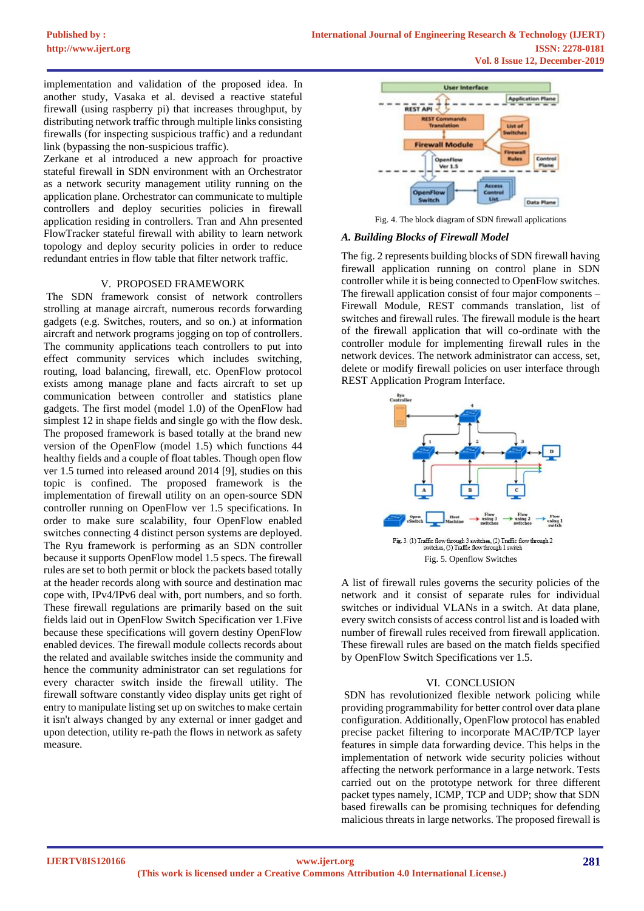implementation and validation of the proposed idea. In another study, Vasaka et al. devised a reactive stateful firewall (using raspberry pi) that increases throughput, by distributing network traffic through multiple links consisting firewalls (for inspecting suspicious traffic) and a redundant link (bypassing the non-suspicious traffic).

Zerkane et al introduced a new approach for proactive stateful firewall in SDN environment with an Orchestrator as a network security management utility running on the application plane. Orchestrator can communicate to multiple controllers and deploy securities policies in firewall application residing in controllers. Tran and Ahn presented FlowTracker stateful firewall with ability to learn network topology and deploy security policies in order to reduce redundant entries in flow table that filter network traffic.

## V. PROPOSED FRAMEWORK

The SDN framework consist of network controllers strolling at manage aircraft, numerous records forwarding gadgets (e.g. Switches, routers, and so on.) at information aircraft and network programs jogging on top of controllers. The community applications teach controllers to put into effect community services which includes switching, routing, load balancing, firewall, etc. OpenFlow protocol exists among manage plane and facts aircraft to set up communication between controller and statistics plane gadgets. The first model (model 1.0) of the OpenFlow had simplest 12 in shape fields and single go with the flow desk. The proposed framework is based totally at the brand new version of the OpenFlow (model 1.5) which functions 44 healthy fields and a couple of float tables. Though open flow ver 1.5 turned into released around 2014 [9], studies on this topic is confined. The proposed framework is the implementation of firewall utility on an open-source SDN controller running on OpenFlow ver 1.5 specifications. In order to make sure scalability, four OpenFlow enabled switches connecting 4 distinct person systems are deployed. The Ryu framework is performing as an SDN controller because it supports OpenFlow model 1.5 specs. The firewall rules are set to both permit or block the packets based totally at the header records along with source and destination mac cope with, IPv4/IPv6 deal with, port numbers, and so forth. These firewall regulations are primarily based on the suit fields laid out in OpenFlow Switch Specification ver 1.Five because these specifications will govern destiny OpenFlow enabled devices. The firewall module collects records about the related and available switches inside the community and hence the community administrator can set regulations for every character switch inside the firewall utility. The firewall software constantly video display units get right of entry to manipulate listing set up on switches to make certain it isn't always changed by any external or inner gadget and upon detection, utility re-path the flows in network as safety measure.

Fig. 4. The block diagram of SDN firewall applications

### A. *Building Blocks of Firewall Model*

The fig. 2 represents building blocks of SDN firewall having firewall application running on control plane in SDN controller while it is being connected to OpenFlow switches. The firewall application consist of four major components – Firewall Module, REST commands translation, list of switches and firewall rules. The firewall module is the heart of the firewall application that will co-ordinate with the controller module for implementing firewall rules in the network devices. The network administrator can access, set, delete or modify firewall policies on user interface through REST Application Program Interface.

Fig. 3. (1) Traffic flow through 3 switches, (2) Traffic flow through 2 switches, (3) Traffic flow through 1 switch

Fig. 5. Openflow Switches

A list of firewall rules governs the security policies of the network and it consist of separate rules for individual switches or individual VLANs in a switch. At data plane, every switch consists of access control list and is loaded with number of firewall rules received from firewall application. These firewall rules are based on the match fields specified by OpenFlow Switch Specifications ver 1.5.

## VI. CONCLUSION

SDN has revolutionized flexible network policing while providing programmability for better control over data plane configuration. Additionally, OpenFlow protocol has enabled precise packet filtering to incorporate MAC/IP/TCP layer features in simple data forwarding device. This helps in the implementation of network wide security policies without affecting the network performance in a large network. Tests carried out on the prototype network for three different packet types namely, ICMP, TCP and UDP; show that SDN based firewalls can be promising techniques for defending malicious threats in large networks. The proposed firewall is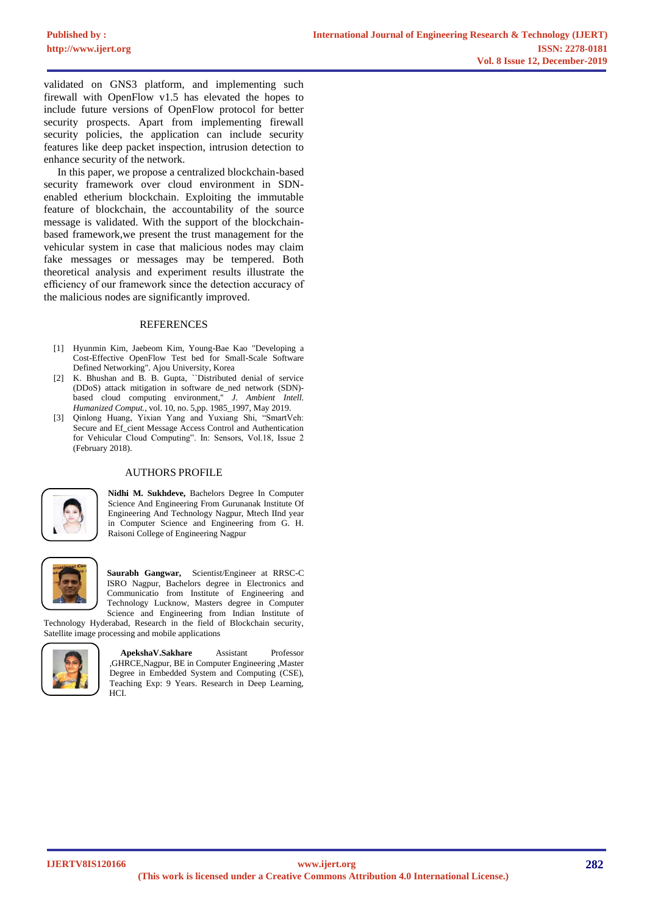validated on GNS3 platform, and implementing such firewall with OpenFlow v1.5 has elevated the hopes to include future versions of OpenFlow protocol for better security prospects. Apart from implementing firewall security policies, the application can include security features like deep packet inspection, intrusion detection to enhance security of the network.

In this paper, we propose a centralized blockchain-based security framework over cloud environment in SDN-enabled etherium blockchain. Exploiting the immutable feature of blockchain, the accountability of the source message is validated. With the support of the blockchain-based framework,we present the trust management for the vehicular system in case that malicious nodes may claim fake messages or messages may be tempered. Both theoretical analysis and experiment results illustrate the efficiency of our framework since the detection accuracy of the malicious nodes are significantly improved.

## REFERENCES

[1] Hyunmin Kim, Jaebeom Kim, Young-Bae Kao "Developing a Cost-Effective OpenFlow Test bed for Small-Scale Software Defined Networking". Ajou University, Korea

[2] K. Bhushan and B. B. Gupta, ``Distributed denial of service (DDoS) attack mitigation in software de_ned network (SDN)-based cloud computing environment," *J. Ambient Intell. Humanized Comput.*, vol. 10, no. 5,pp. 1985_1997, May 2019.

[3] Qinlong Huang, Yixian Yang and Yuxiang Shi, "SmartVeh: Secure and Ef_cient Message Access Control and Authentication for Vehicular Cloud Computing". In: Sensors, Vol.18, Issue 2 (February 2018).

## AUTHORS PROFILE

**Nidhi M. Sukhdeve,** Bachelors Degree In Computer Science And Engineering From Gurunanak Institute Of Engineering And Technology Nagpur, Mtech IInd year in Computer Science and Engineering from G. H. Raisoni College of Engineering Nagpur

**Saurabh Gangwar,** Scientist/Engineer at RRSC-C ISRO Nagpur, Bachelors degree in Electronics and Communicatio from Institute of Engineering and Technology Lucknow, Masters degree in Computer Science and Engineering from Indian Institute of Technology Hyderabad, Research in the field of Blockchain security, Satellite image processing and mobile applications

**ApekshaV.Sakhare** Assistant Professor ,GHRCE,Nagpur, BE in Computer Engineering ,Master Degree in Embedded System and Computing (CSE), Teaching Exp: 9 Years. Research in Deep Learning, HCI.